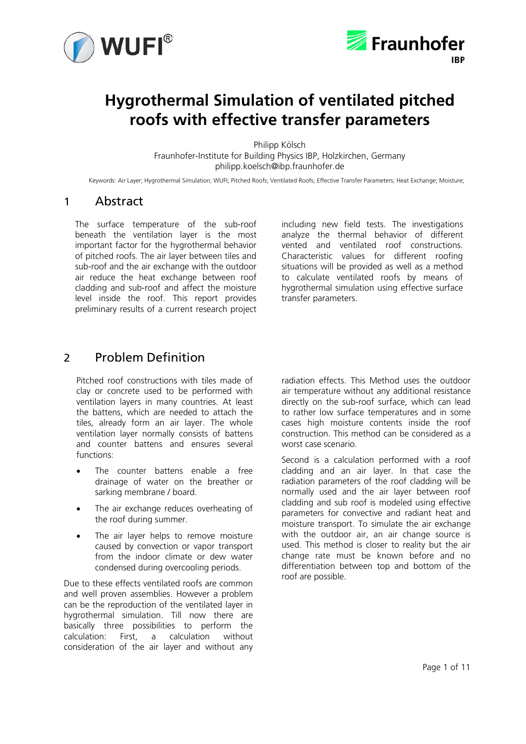# Hygrothermal Simulation of ventilated pitched roofs with effective transfer parameters

Philipp Kölsch
Fraunhofer-Institute for Building Physics IBP, Holzkirchen, Germany
philipp.koelsch@ibp.fraunhofer.de

Keywords: Air Layer; Hygrothermal Simulation; WUFI; Pitched Roofs; Ventilated Roofs; Effective Transfer Parameters; Heat Exchange; Moisture;

## 1 Abstract

The surface temperature of the sub-roof beneath the ventilation layer is the most important factor for the hygrothermal behavior of pitched roofs. The air layer between tiles and sub-roof and the air exchange with the outdoor air reduce the heat exchange between roof cladding and sub-roof and affect the moisture level inside the roof. This report provides preliminary results of a current research project including new field tests. The investigations analyze the thermal behavior of different vented and ventilated roof constructions. Characteristic values for different roofing situations will be provided as well as a method to calculate ventilated roofs by means of hygrothermal simulation using effective surface transfer parameters.

## 2 Problem Definition

Pitched roof constructions with tiles made of clay or concrete used to be performed with ventilation layers in many countries. At least the battens, which are needed to attach the tiles, already form an air layer. The whole ventilation layer normally consists of battens and counter battens and ensures several functions:

- The counter battens enable a free drainage of water on the breather or sarking membrane / board.
- The air exchange reduces overheating of the roof during summer.
- The air layer helps to remove moisture caused by convection or vapor transport from the indoor climate or dew water condensed during overcooling periods.

Due to these effects ventilated roofs are common and well proven assemblies. However a problem can be the reproduction of the ventilated layer in hygrothermal simulation. Till now there are basically three possibilities to perform the calculation: First, a calculation without consideration of the air layer and without any radiation effects. This Method uses the outdoor air temperature without any additional resistance directly on the sub-roof surface, which can lead to rather low surface temperatures and in some cases high moisture contents inside the roof construction. This method can be considered as a worst case scenario.

Second is a calculation performed with a roof cladding and an air layer. In that case the radiation parameters of the roof cladding will be normally used and the air layer between roof cladding and sub roof is modeled using effective parameters for convective and radiant heat and moisture transport. To simulate the air exchange with the outdoor air, an air change source is used. This method is closer to reality but the air change rate must be known before and no differentiation between top and bottom of the roof are possible.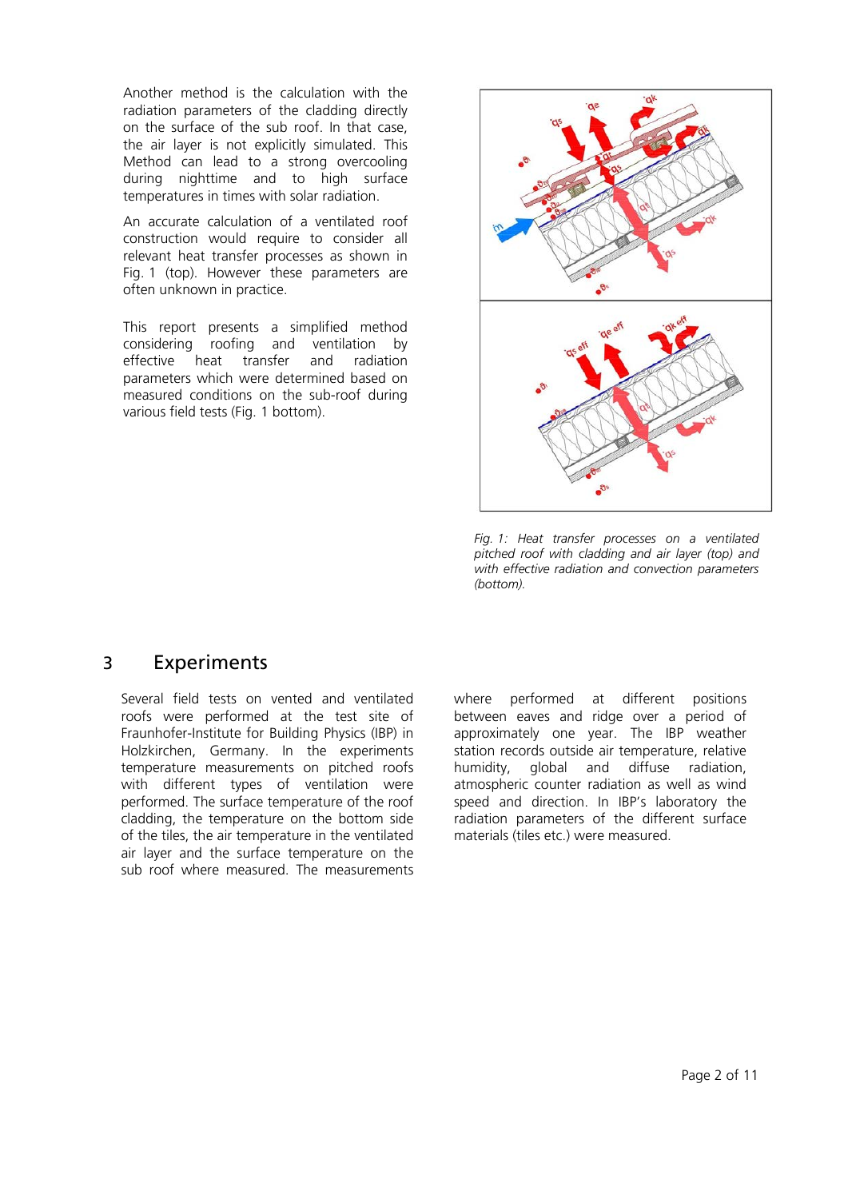Another method is the calculation with the radiation parameters of the cladding directly on the surface of the sub roof. In that case, the air layer is not explicitly simulated. This Method can lead to a strong overcooling during nighttime and to high surface temperatures in times with solar radiation.

An accurate calculation of a ventilated roof construction would require to consider all relevant heat transfer processes as shown in Fig. 1 (top). However these parameters are often unknown in practice.

This report presents a simplified method considering roofing and ventilation by effective heat transfer and radiation parameters which were determined based on measured conditions on the sub-roof during various field tests (Fig. 1 bottom).

*Fig. 1: Heat transfer processes on a ventilated pitched roof with cladding and air layer (top) and with effective radiation and convection parameters (bottom).*

## 3 Experiments

Several field tests on vented and ventilated roofs were performed at the test site of Fraunhofer-Institute for Building Physics (IBP) in Holzkirchen, Germany. In the experiments temperature measurements on pitched roofs with different types of ventilation were performed. The surface temperature of the roof cladding, the temperature on the bottom side of the tiles, the air temperature in the ventilated air layer and the surface temperature on the sub roof where measured. The measurements where performed at different positions between eaves and ridge over a period of approximately one year. The IBP weather station records outside air temperature, relative humidity, global and diffuse radiation, atmospheric counter radiation as well as wind speed and direction. In IBP's laboratory the radiation parameters of the different surface materials (tiles etc.) were measured.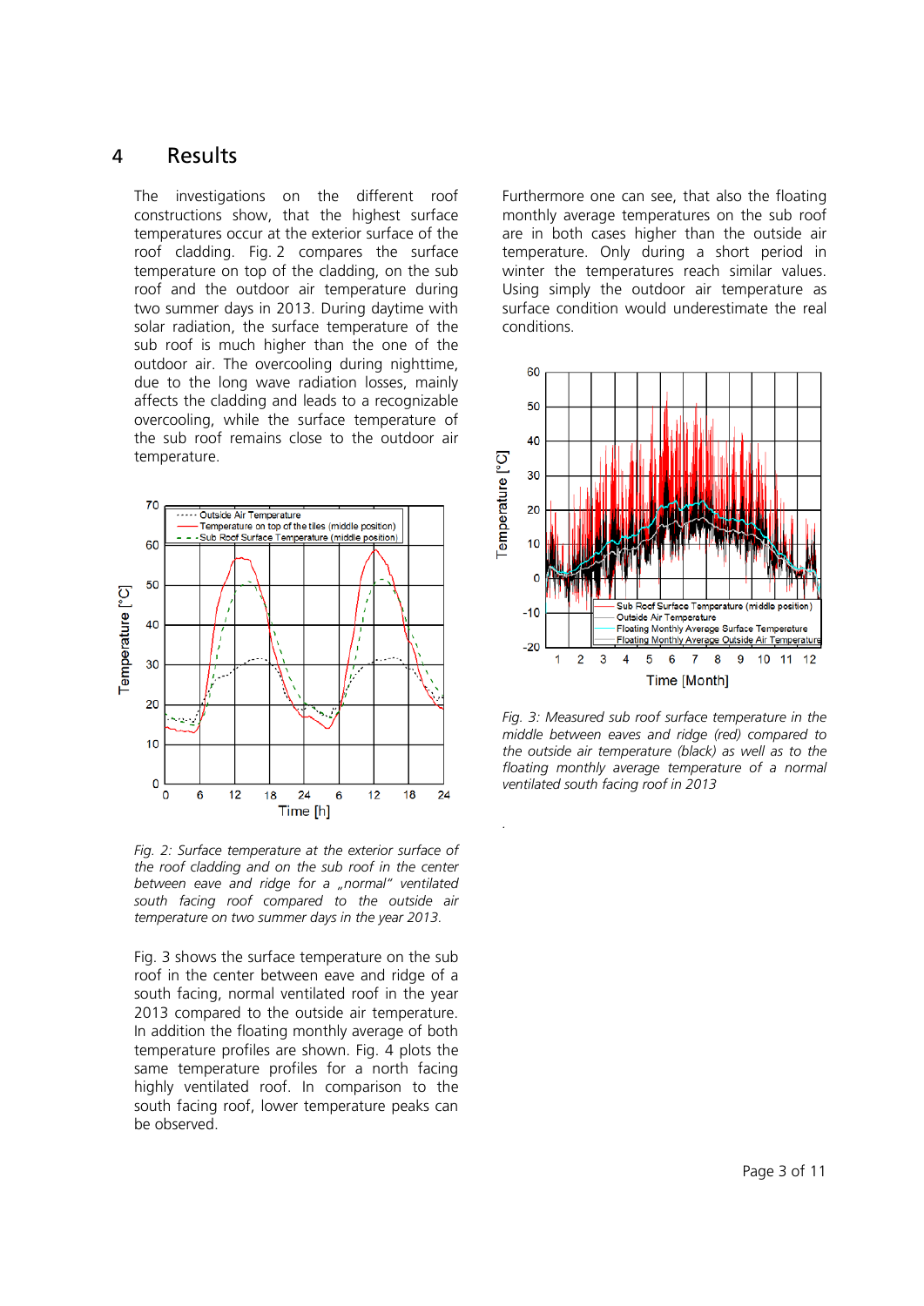# 4 Results

The investigations on the different roof constructions show, that the highest surface temperatures occur at the exterior surface of the roof cladding. Fig. 2 compares the surface temperature on top of the cladding, on the sub roof and the outdoor air temperature during two summer days in 2013. During daytime with solar radiation, the surface temperature of the sub roof is much higher than the one of the outdoor air. The overcooling during nighttime, due to the long wave radiation losses, mainly affects the cladding and leads to a recognizable overcooling, while the surface temperature of the sub roof remains close to the outdoor air temperature.

*Fig. 2: Surface temperature at the exterior surface of the roof cladding and on the sub roof in the center between eave and ridge for a „normal" ventilated south facing roof compared to the outside air temperature on two summer days in the year 2013.*

Fig. 3 shows the surface temperature on the sub roof in the center between eave and ridge of a south facing, normal ventilated roof in the year 2013 compared to the outside air temperature. In addition the floating monthly average of both temperature profiles are shown. Fig. 4 plots the same temperature profiles for a north facing highly ventilated roof. In comparison to the south facing roof, lower temperature peaks can be observed.

Furthermore one can see, that also the floating monthly average temperatures on the sub roof are in both cases higher than the outside air temperature. Only during a short period in winter the temperatures reach similar values. Using simply the outdoor air temperature as surface condition would underestimate the real conditions.

*Fig. 3: Measured sub roof surface temperature in the middle between eaves and ridge (red) compared to the outside air temperature (black) as well as to the floating monthly average temperature of a normal ventilated south facing roof in 2013*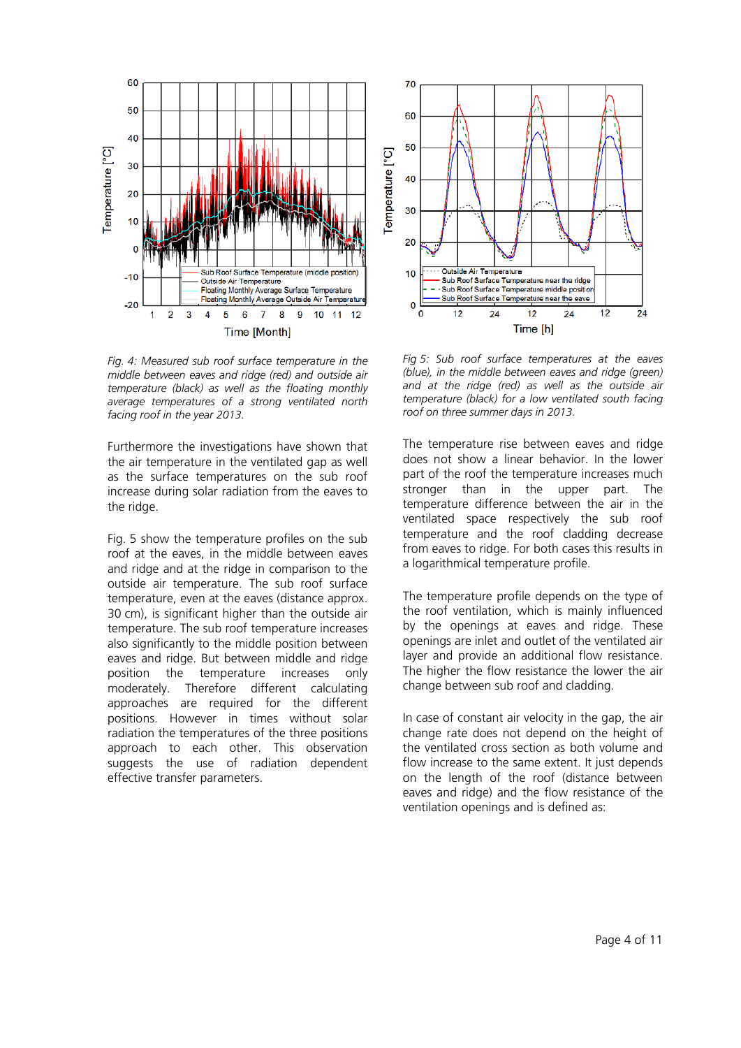*Fig. 4: Measured sub roof surface temperature in the middle between eaves and ridge (red) and outside air temperature (black) as well as the floating monthly average temperatures of a strong ventilated north facing roof in the year 2013.*

Furthermore the investigations have shown that the air temperature in the ventilated gap as well as the surface temperatures on the sub roof increase during solar radiation from the eaves to the ridge.

Fig. 5 show the temperature profiles on the sub roof at the eaves, in the middle between eaves and ridge and at the ridge in comparison to the outside air temperature. The sub roof surface temperature, even at the eaves (distance approx. 30 cm), is significant higher than the outside air temperature. The sub roof temperature increases also significantly to the middle position between eaves and ridge. But between middle and ridge position the temperature increases only moderately. Therefore different calculating approaches are required for the different positions. However in times without solar radiation the temperatures of the three positions approach to each other. This observation suggests the use of radiation dependent effective transfer parameters.

*Fig 5: Sub roof surface temperatures at the eaves (blue), in the middle between eaves and ridge (green) and at the ridge (red) as well as the outside air temperature (black) for a low ventilated south facing roof on three summer days in 2013.*

The temperature rise between eaves and ridge does not show a linear behavior. In the lower part of the roof the temperature increases much stronger than in the upper part. The temperature difference between the air in the ventilated space respectively the sub roof temperature and the roof cladding decrease from eaves to ridge. For both cases this results in a logarithmical temperature profile.

The temperature profile depends on the type of the roof ventilation, which is mainly influenced by the openings at eaves and ridge. These openings are inlet and outlet of the ventilated air layer and provide an additional flow resistance. The higher the flow resistance the lower the air change between sub roof and cladding.

In case of constant air velocity in the gap, the air change rate does not depend on the height of the ventilated cross section as both volume and flow increase to the same extent. It just depends on the length of the roof (distance between eaves and ridge) and the flow resistance of the ventilation openings and is defined as: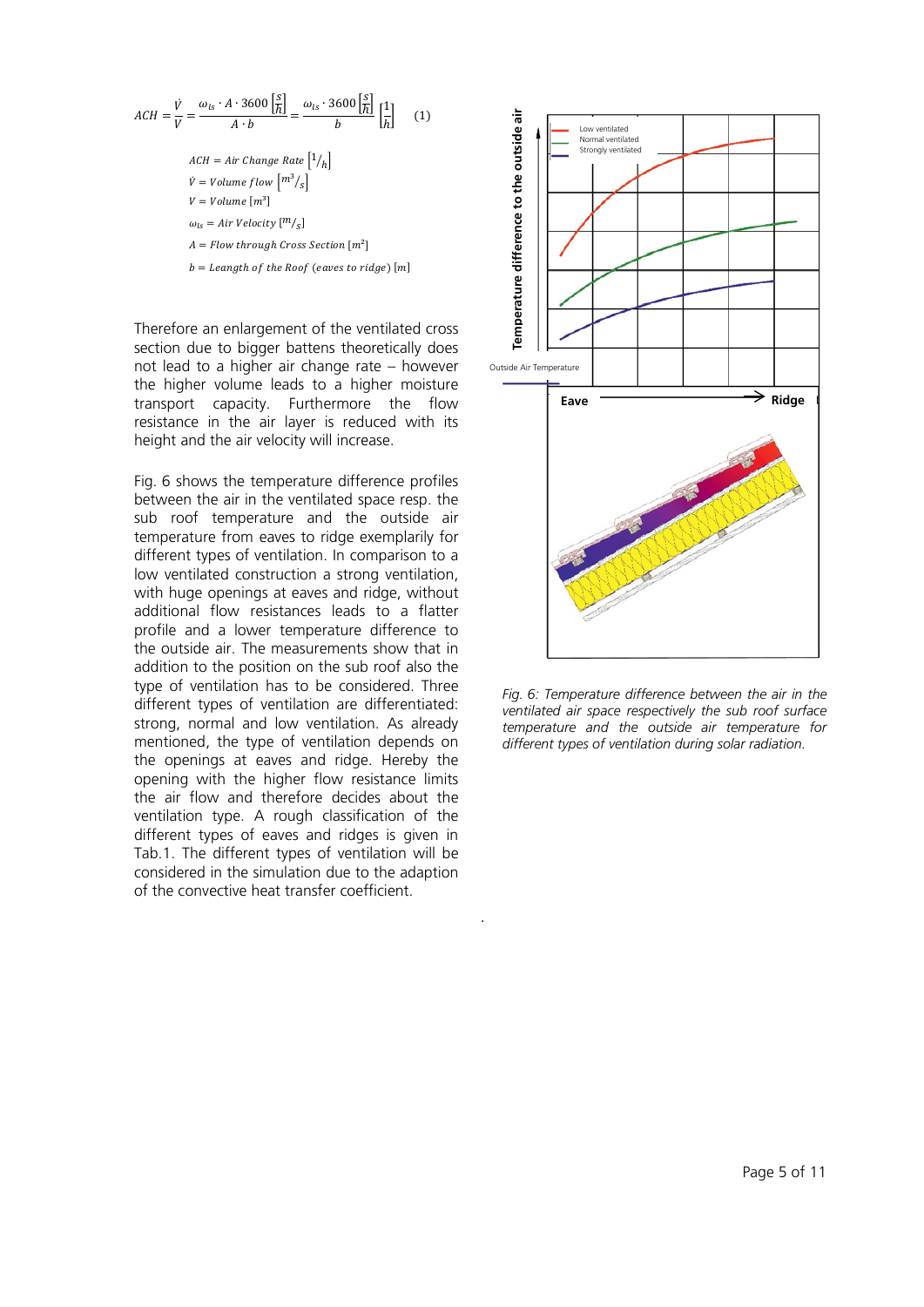$$ACH = \frac{\dot{V}}{V} = \frac{\omega_{ls} \cdot A \cdot 3600 \left[\frac{s}{h}\right]}{A \cdot b} = \frac{\omega_{ls} \cdot 3600 \left[\frac{s}{h}\right]}{b} \left[\frac{1}{h}\right] \quad (1)$$

$ACH = Air\ Change\ Rate\ \left[{}^{1}/_{h}\right]$

$\dot{V} = Volume\ flow\ \left[{}^{m^3}/_{s}\right]$

$V = Volume\ [m^3]$

$\omega_{ls} = Air\ Velocity\ [{}^{m}/_{s}]$

$A = Flow\ through\ Cross\ Section\ [m^2]$

$b = Leangth\ of\ the\ Roof\ (eaves\ to\ ridge)\ [m]$

Therefore an enlargement of the ventilated cross section due to bigger battens theoretically does not lead to a higher air change rate – however the higher volume leads to a higher moisture transport capacity. Furthermore the flow resistance in the air layer is reduced with its height and the air velocity will increase.

Fig. 6 shows the temperature difference profiles between the air in the ventilated space resp. the sub roof temperature and the outside air temperature from eaves to ridge exemplarily for different types of ventilation. In comparison to a low ventilated construction a strong ventilation, with huge openings at eaves and ridge, without additional flow resistances leads to a flatter profile and a lower temperature difference to the outside air. The measurements show that in addition to the position on the sub roof also the type of ventilation has to be considered. Three different types of ventilation are differentiated: strong, normal and low ventilation. As already mentioned, the type of ventilation depends on the openings at eaves and ridge. Hereby the opening with the higher flow resistance limits the air flow and therefore decides about the ventilation type. A rough classification of the different types of eaves and ridges is given in Tab.1. The different types of ventilation will be considered in the simulation due to the adaption of the convective heat transfer coefficient.

*Fig. 6: Temperature difference between the air in the ventilated air space respectively the sub roof surface temperature and the outside air temperature for different types of ventilation during solar radiation.*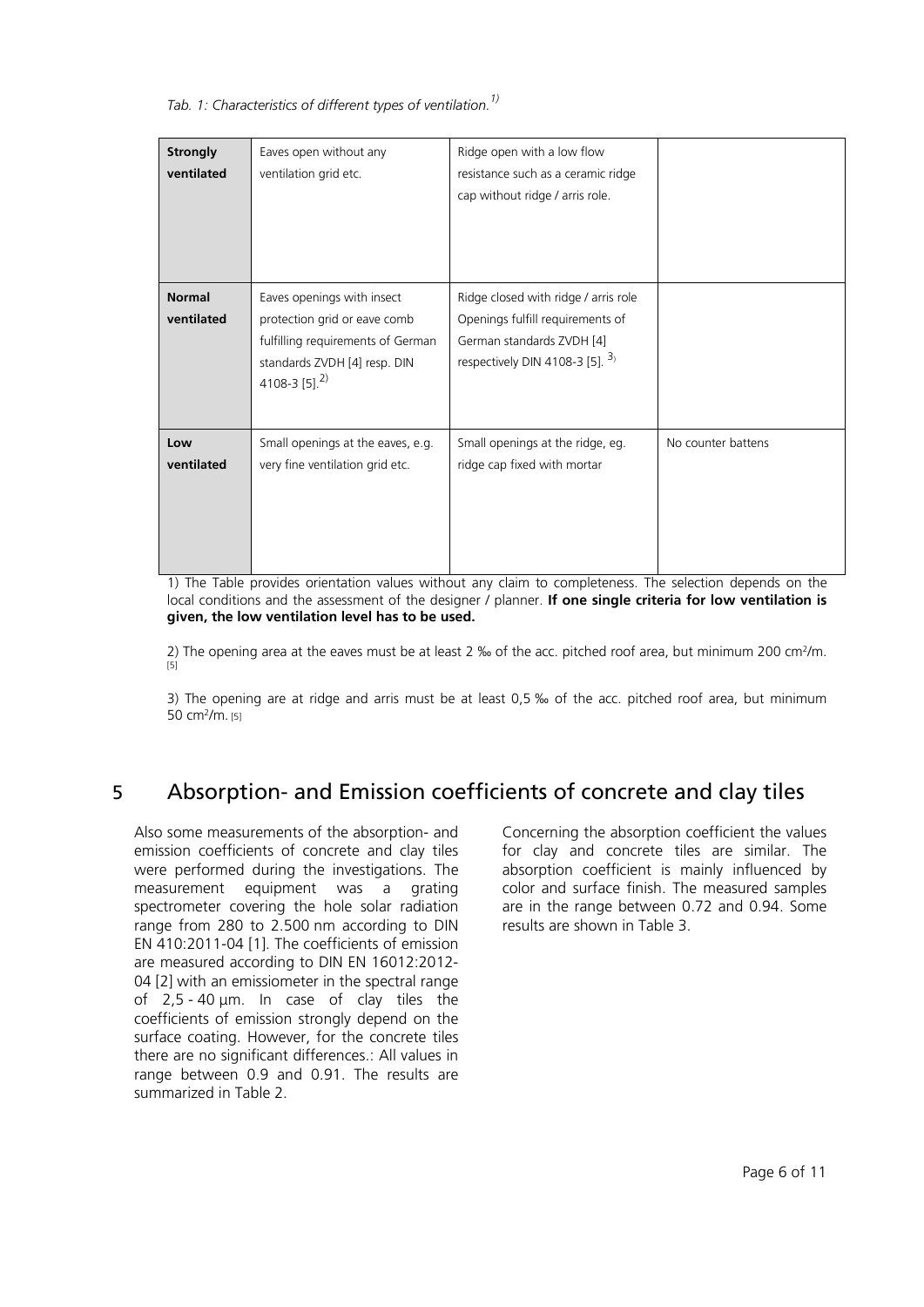*Tab. 1: Characteristics of different types of ventilation.[1)]*

| | | | |
|---|---|---|---|
| **Strongly ventilated** | Eaves open without any ventilation grid etc. | Ridge open with a low flow resistance such as a ceramic ridge cap without ridge / arris role. | |
| **Normal ventilated** | Eaves openings with insect protection grid or eave comb fulfilling requirements of German standards ZVDH [4] resp. DIN 4108-3 [5].[2)] | Ridge closed with ridge / arris role Openings fulfill requirements of German standards ZVDH [4] respectively DIN 4108-3 [5]. [3)] | |
| **Low ventilated** | Small openings at the eaves, e.g. very fine ventilation grid etc. | Small openings at the ridge, eg. ridge cap fixed with mortar | No counter battens |

1) The Table provides orientation values without any claim to completeness. The selection depends on the local conditions and the assessment of the designer / planner. **If one single criteria for low ventilation is given, the low ventilation level has to be used.**

2) The opening area at the eaves must be at least 2 ‰ of the acc. pitched roof area, but minimum 200 $cm^2$/m. [5]

3) The opening are at ridge and arris must be at least 0,5 ‰ of the acc. pitched roof area, but minimum 50 $cm^2$/m. [5]

# 5 Absorption- and Emission coefficients of concrete and clay tiles

Also some measurements of the absorption- and emission coefficients of concrete and clay tiles were performed during the investigations. The measurement equipment was a grating spectrometer covering the hole solar radiation range from 280 to 2.500 nm according to DIN EN 410:2011-04 [1]. The coefficients of emission are measured according to DIN EN 16012:2012-04 [2] with an emissiometer in the spectral range of 2,5 - 40 µm. In case of clay tiles the coefficients of emission strongly depend on the surface coating. However, for the concrete tiles there are no significant differences.: All values in range between 0.9 and 0.91. The results are summarized in Table 2.

Concerning the absorption coefficient the values for clay and concrete tiles are similar. The absorption coefficient is mainly influenced by color and surface finish. The measured samples are in the range between 0.72 and 0.94. Some results are shown in Table 3.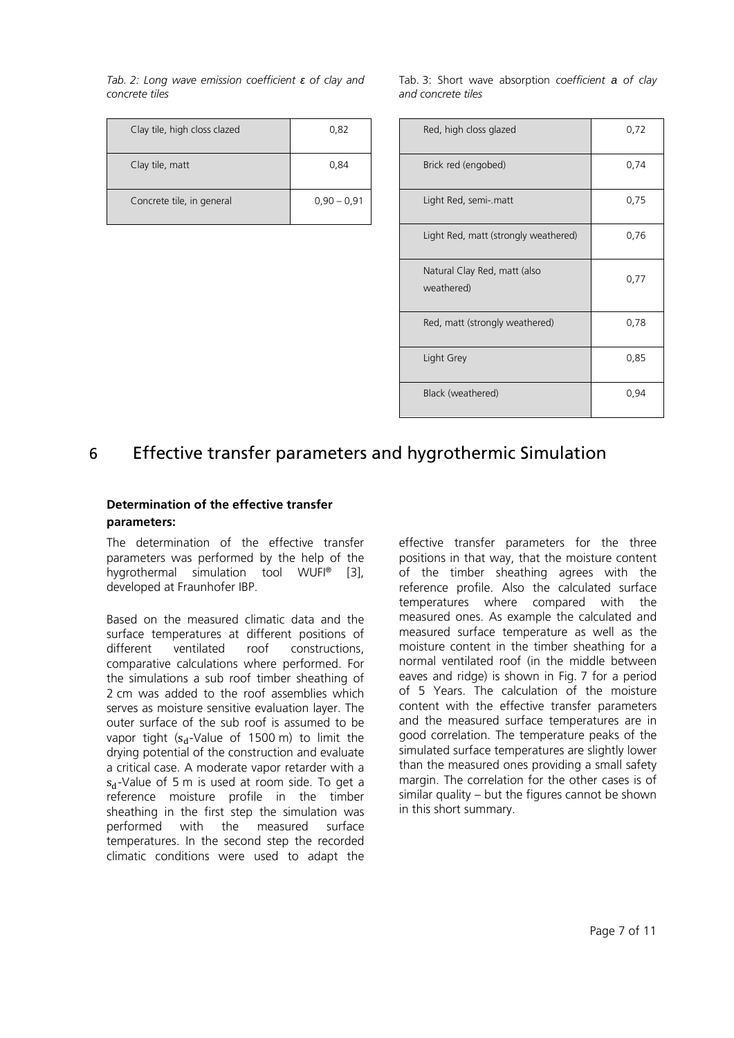*Tab. 2: Long wave emission coefficient ε of clay and concrete tiles*

| | |
|---|---|
| Clay tile, high closs clazed | 0,82 |
| Clay tile, matt | 0,84 |
| Concrete tile, in general | 0,90 – 0,91 |

Tab. 3: Short wave absorption *coefficient a of clay and concrete tiles*

| | |
|---|---|
| Red, high closs glazed | 0,72 |
| Brick red (engobed) | 0,74 |
| Light Red, semi-.matt | 0,75 |
| Light Red, matt (strongly weathered) | 0,76 |
| Natural Clay Red, matt (also weathered) | 0,77 |
| Red, matt (strongly weathered) | 0,78 |
| Light Grey | 0,85 |
| Black (weathered) | 0,94 |

# 6 Effective transfer parameters and hygrothermic Simulation

**Determination of the effective transfer parameters:**

The determination of the effective transfer parameters was performed by the help of the hygrothermal simulation tool WUFI® [3], developed at Fraunhofer IBP.

Based on the measured climatic data and the surface temperatures at different positions of different ventilated roof constructions, comparative calculations where performed. For the simulations a sub roof timber sheathing of 2 cm was added to the roof assemblies which serves as moisture sensitive evaluation layer. The outer surface of the sub roof is assumed to be vapor tight ($s_d$-Value of 1500 m) to limit the drying potential of the construction and evaluate a critical case. A moderate vapor retarder with a $s_d$-Value of 5 m is used at room side. To get a reference moisture profile in the timber sheathing in the first step the simulation was performed with the measured surface temperatures. In the second step the recorded climatic conditions were used to adapt the effective transfer parameters for the three positions in that way, that the moisture content of the timber sheathing agrees with the reference profile. Also the calculated surface temperatures where compared with the measured ones. As example the calculated and measured surface temperature as well as the moisture content in the timber sheathing for a normal ventilated roof (in the middle between eaves and ridge) is shown in Fig. 7 for a period of 5 Years. The calculation of the moisture content with the effective transfer parameters and the measured surface temperatures are in good correlation. The temperature peaks of the simulated surface temperatures are slightly lower than the measured ones providing a small safety margin. The correlation for the other cases is of similar quality – but the figures cannot be shown in this short summary.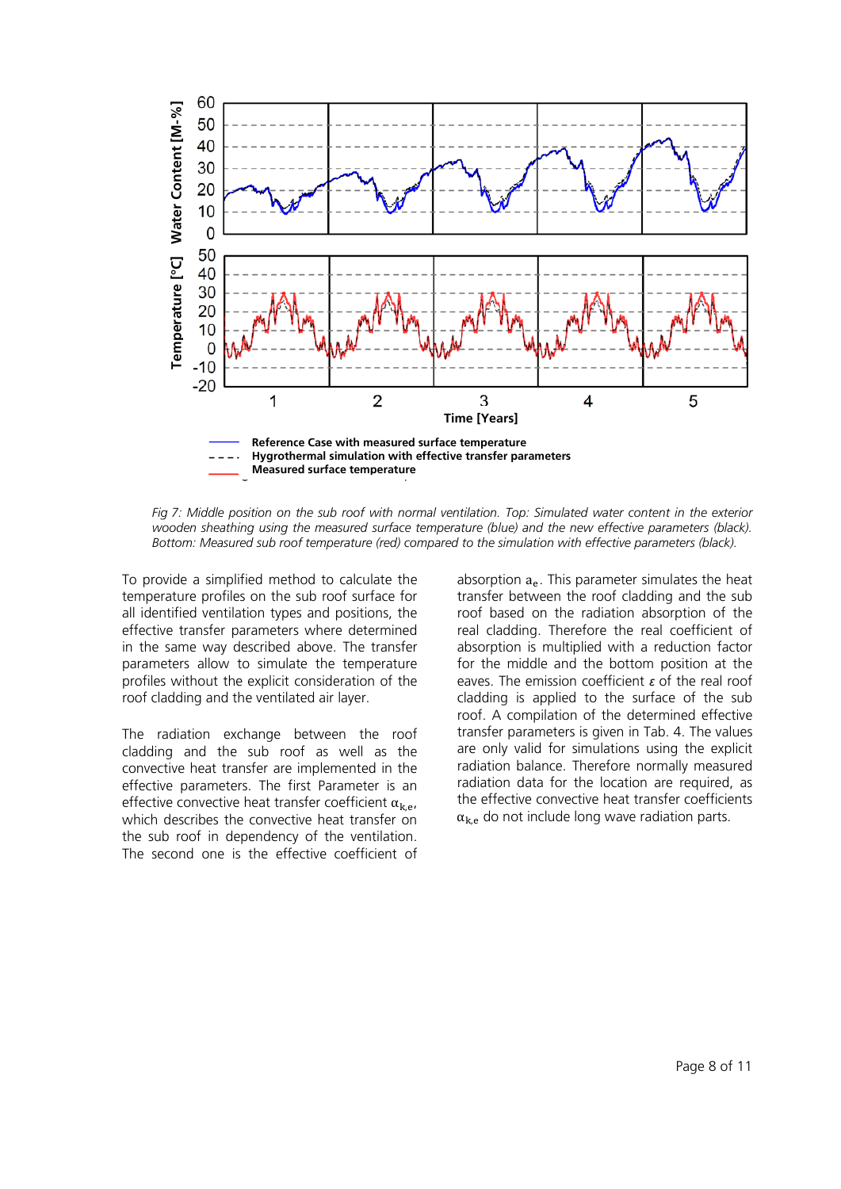*Fig 7: Middle position on the sub roof with normal ventilation. Top: Simulated water content in the exterior wooden sheathing using the measured surface temperature (blue) and the new effective parameters (black). Bottom: Measured sub roof temperature (red) compared to the simulation with effective parameters (black).*

To provide a simplified method to calculate the temperature profiles on the sub roof surface for all identified ventilation types and positions, the effective transfer parameters where determined in the same way described above. The transfer parameters allow to simulate the temperature profiles without the explicit consideration of the roof cladding and the ventilated air layer.

The radiation exchange between the roof cladding and the sub roof as well as the convective heat transfer are implemented in the effective parameters. The first Parameter is an effective convective heat transfer coefficient $\alpha_{k,e}$, which describes the convective heat transfer on the sub roof in dependency of the ventilation. The second one is the effective coefficient of absorption $a_e$. This parameter simulates the heat transfer between the roof cladding and the sub roof based on the radiation absorption of the real cladding. Therefore the real coefficient of absorption is multiplied with a reduction factor for the middle and the bottom position at the eaves. The emission coefficient $\varepsilon$ of the real roof cladding is applied to the surface of the sub roof. A compilation of the determined effective transfer parameters is given in Tab. 4. The values are only valid for simulations using the explicit radiation balance. Therefore normally measured radiation data for the location are required, as the effective convective heat transfer coefficients $\alpha_{k,e}$ do not include long wave radiation parts.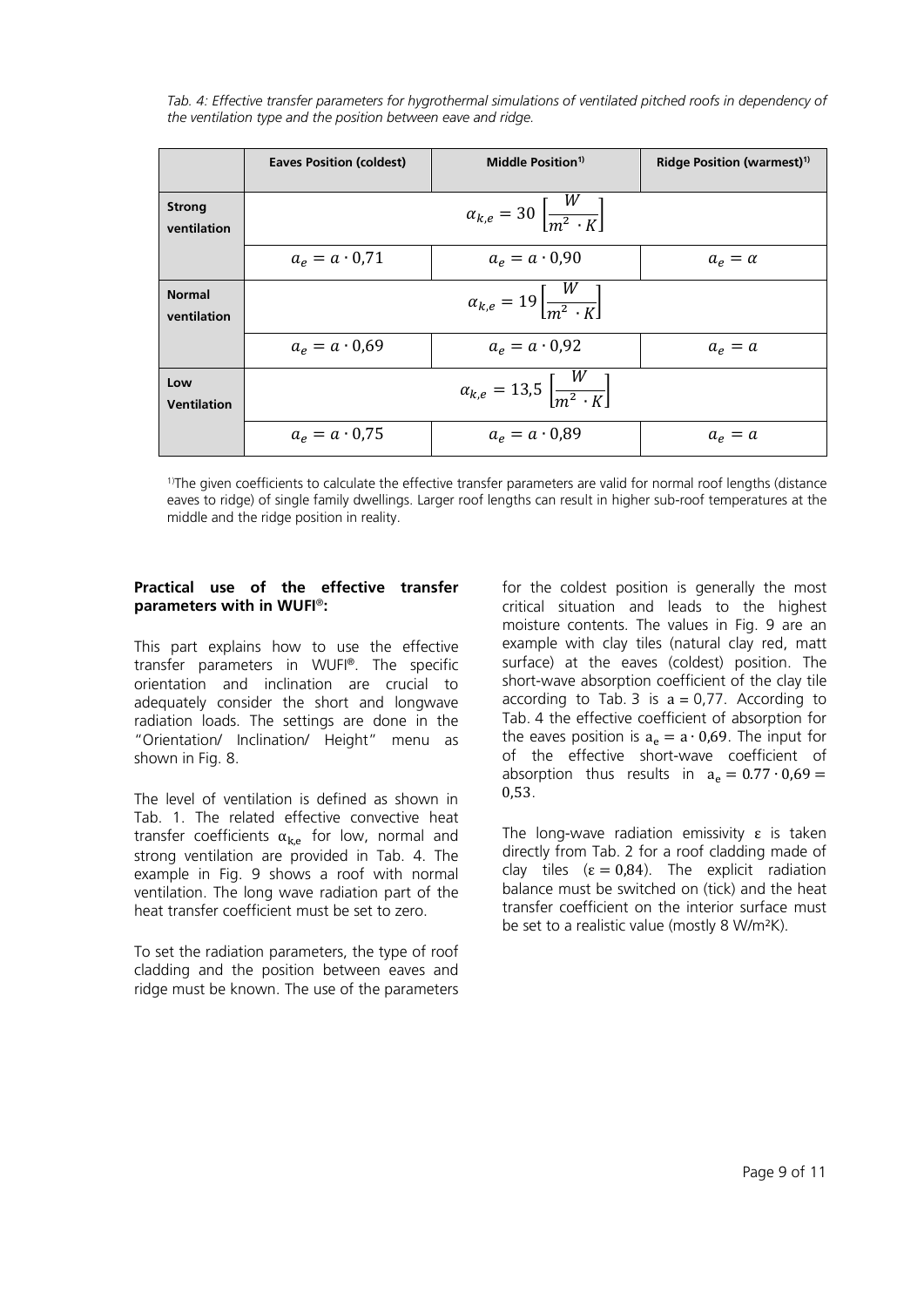*Tab. 4: Effective transfer parameters for hygrothermal simulations of ventilated pitched roofs in dependency of the ventilation type and the position between eave and ridge.*

| | Eaves Position (coldest) | Middle Position[1)] | Ridge Position (warmest)[1)] |
|---|---|---|---|
| **Strong ventilation** | $\alpha_{k,e} = 30 \left[\frac{W}{m^2 \cdot K}\right]$ | | |
| | $a_e = a \cdot 0{,}71$ | $a_e = a \cdot 0{,}90$ | $a_e = \alpha$ |
| **Normal ventilation** | $\alpha_{k,e} = 19 \left[\frac{W}{m^2 \cdot K}\right]$ | | |
| | $a_e = a \cdot 0{,}69$ | $a_e = a \cdot 0{,}92$ | $a_e = a$ |
| **Low Ventilation** | $\alpha_{k,e} = 13{,}5 \left[\frac{W}{m^2 \cdot K}\right]$ | | |
| | $a_e = a \cdot 0{,}75$ | $a_e = a \cdot 0{,}89$ | $a_e = a$ |

[1)]The given coefficients to calculate the effective transfer parameters are valid for normal roof lengths (distance eaves to ridge) of single family dwellings. Larger roof lengths can result in higher sub-roof temperatures at the middle and the ridge position in reality.

**Practical use of the effective transfer parameters with in WUFI®:**

This part explains how to use the effective transfer parameters in WUFI®. The specific orientation and inclination are crucial to adequately consider the short and longwave radiation loads. The settings are done in the "Orientation/ Inclination/ Height" menu as shown in Fig. 8.

The level of ventilation is defined as shown in Tab. 1. The related effective convective heat transfer coefficients $\alpha_{k,e}$ for low, normal and strong ventilation are provided in Tab. 4. The example in Fig. 9 shows a roof with normal ventilation. The long wave radiation part of the heat transfer coefficient must be set to zero.

To set the radiation parameters, the type of roof cladding and the position between eaves and ridge must be known. The use of the parameters for the coldest position is generally the most critical situation and leads to the highest moisture contents. The values in Fig. 9 are an example with clay tiles (natural clay red, matt surface) at the eaves (coldest) position. The short-wave absorption coefficient of the clay tile according to Tab. 3 is $a = 0{,}77$. According to Tab. 4 the effective coefficient of absorption for the eaves position is $a_e = a \cdot 0{,}69$. The input for of the effective short-wave coefficient of absorption thus results in $a_e = 0.77 \cdot 0{,}69 = 0{,}53$.

The long-wave radiation emissivity $\varepsilon$ is taken directly from Tab. 2 for a roof cladding made of clay tiles ($\varepsilon = 0{,}84$). The explicit radiation balance must be switched on (tick) and the heat transfer coefficient on the interior surface must be set to a realistic value (mostly 8 W/m²K).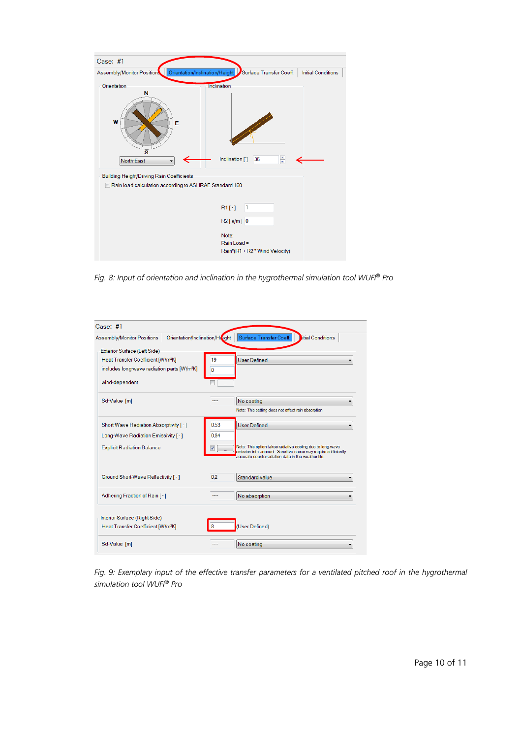Fig. 8: *Input of orientation and inclination in the hygrothermal simulation tool WUFI® Pro*

Fig. 9: *Exemplary input of the effective transfer parameters for a ventilated pitched roof in the hygrothermal simulation tool WUFI® Pro*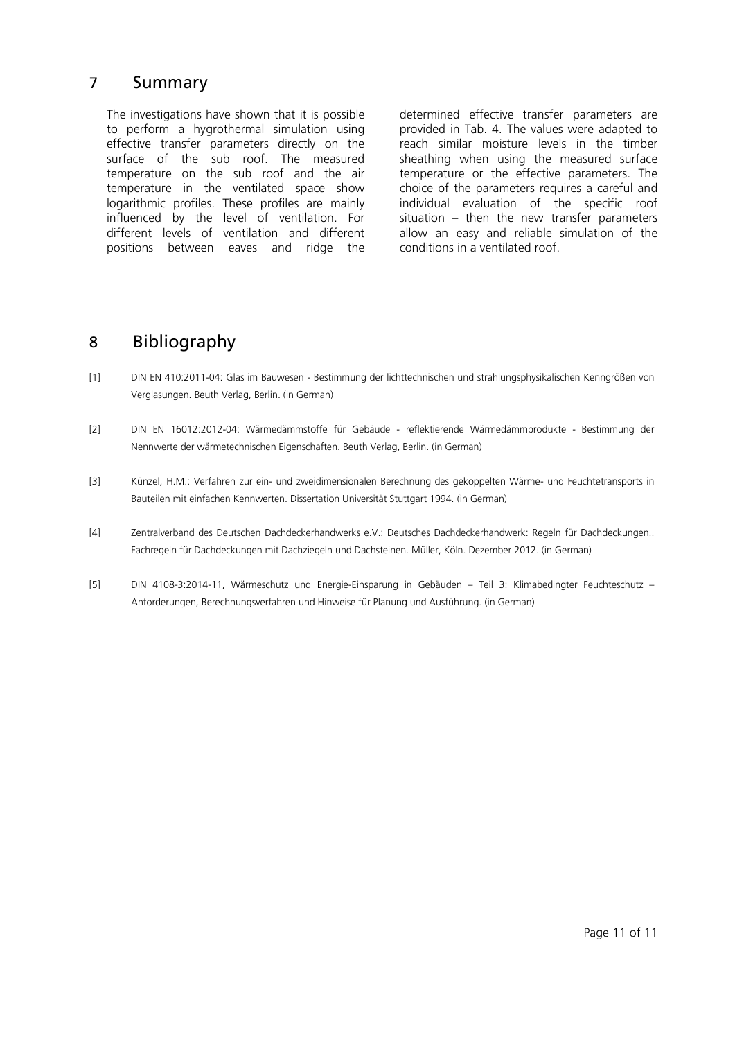# 7 Summary

The investigations have shown that it is possible to perform a hygrothermal simulation using effective transfer parameters directly on the surface of the sub roof. The measured temperature on the sub roof and the air temperature in the ventilated space show logarithmic profiles. These profiles are mainly influenced by the level of ventilation. For different levels of ventilation and different positions between eaves and ridge the determined effective transfer parameters are provided in Tab. 4. The values were adapted to reach similar moisture levels in the timber sheathing when using the measured surface temperature or the effective parameters. The choice of the parameters requires a careful and individual evaluation of the specific roof situation – then the new transfer parameters allow an easy and reliable simulation of the conditions in a ventilated roof.

# 8 Bibliography

[1] DIN EN 410:2011-04: Glas im Bauwesen - Bestimmung der lichttechnischen und strahlungsphysikalischen Kenngrößen von Verglasungen. Beuth Verlag, Berlin. (in German)

[2] DIN EN 16012:2012-04: Wärmedämmstoffe für Gebäude - reflektierende Wärmedämmprodukte - Bestimmung der Nennwerte der wärmetechnischen Eigenschaften. Beuth Verlag, Berlin. (in German)

[3] Künzel, H.M.: Verfahren zur ein- und zweidimensionalen Berechnung des gekoppelten Wärme- und Feuchtetransports in Bauteilen mit einfachen Kennwerten. Dissertation Universität Stuttgart 1994. (in German)

[4] Zentralverband des Deutschen Dachdeckerhandwerks e.V.: Deutsches Dachdeckerhandwerk: Regeln für Dachdeckungen.. Fachregeln für Dachdeckungen mit Dachziegeln und Dachsteinen. Müller, Köln. Dezember 2012. (in German)

[5] DIN 4108-3:2014-11, Wärmeschutz und Energie-Einsparung in Gebäuden – Teil 3: Klimabedingter Feuchteschutz – Anforderungen, Berechnungsverfahren und Hinweise für Planung und Ausführung. (in German)